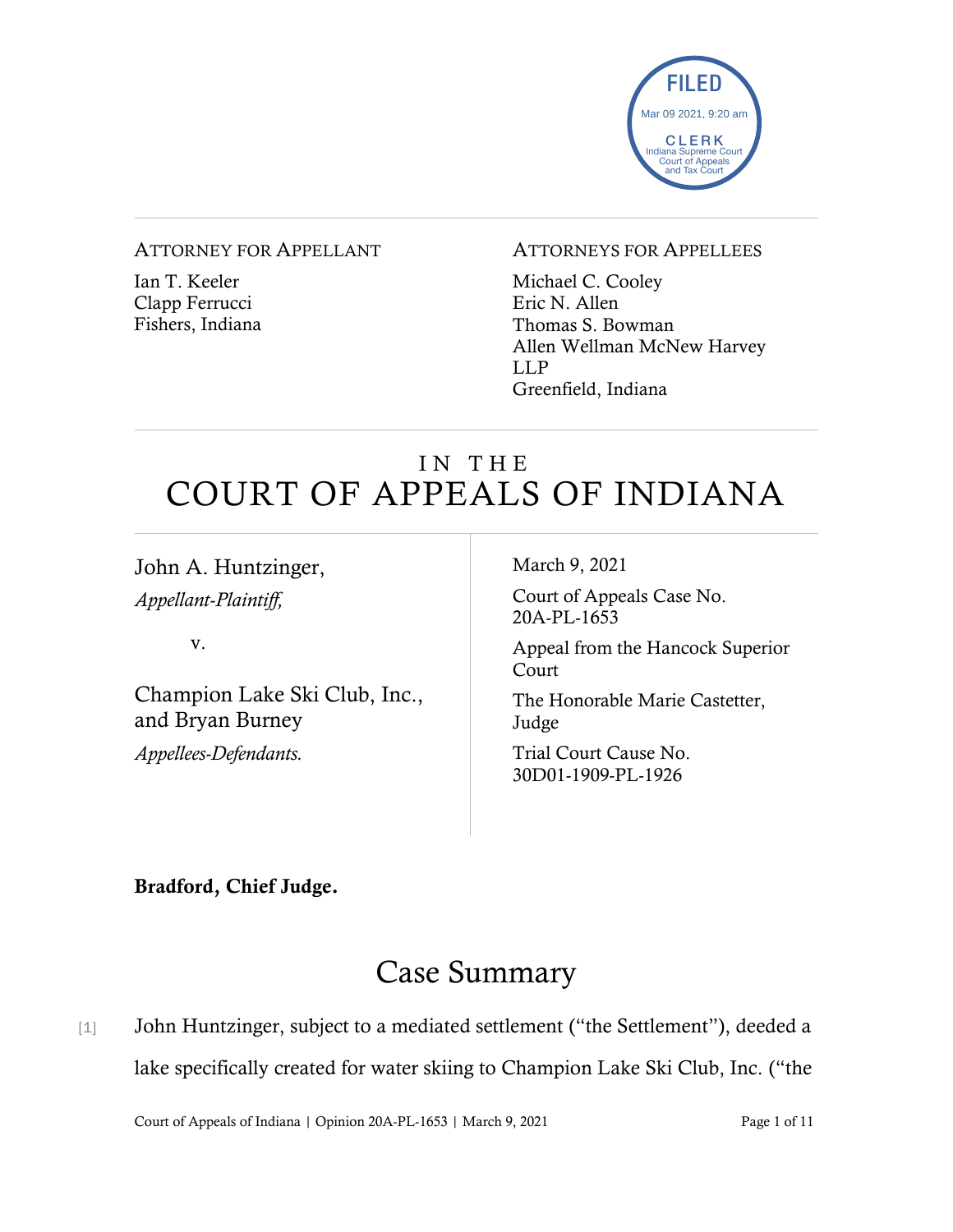FILED
Mar 09 2021, 9:20 am
CLERK
Indiana Supreme Court
Court of Appeals
and Tax Court

ATTORNEY FOR APPELLANT

Ian T. Keeler
Clapp Ferrucci
Fishers, Indiana

ATTORNEYS FOR APPELLEES

Michael C. Cooley
Eric N. Allen
Thomas S. Bowman
Allen Wellman McNew Harvey LLP
Greenfield, Indiana

# IN THE COURT OF APPEALS OF INDIANA

John A. Huntzinger,
*Appellant-Plaintiff,*

v.

Champion Lake Ski Club, Inc., and Bryan Burney
*Appellees-Defendants.*

March 9, 2021

Court of Appeals Case No. 20A-PL-1653

Appeal from the Hancock Superior Court

The Honorable Marie Castetter, Judge

Trial Court Cause No. 30D01-1909-PL-1926

**Bradford, Chief Judge.**

## Case Summary

[1] John Huntzinger, subject to a mediated settlement ("the Settlement"), deeded a lake specifically created for water skiing to Champion Lake Ski Club, Inc. ("the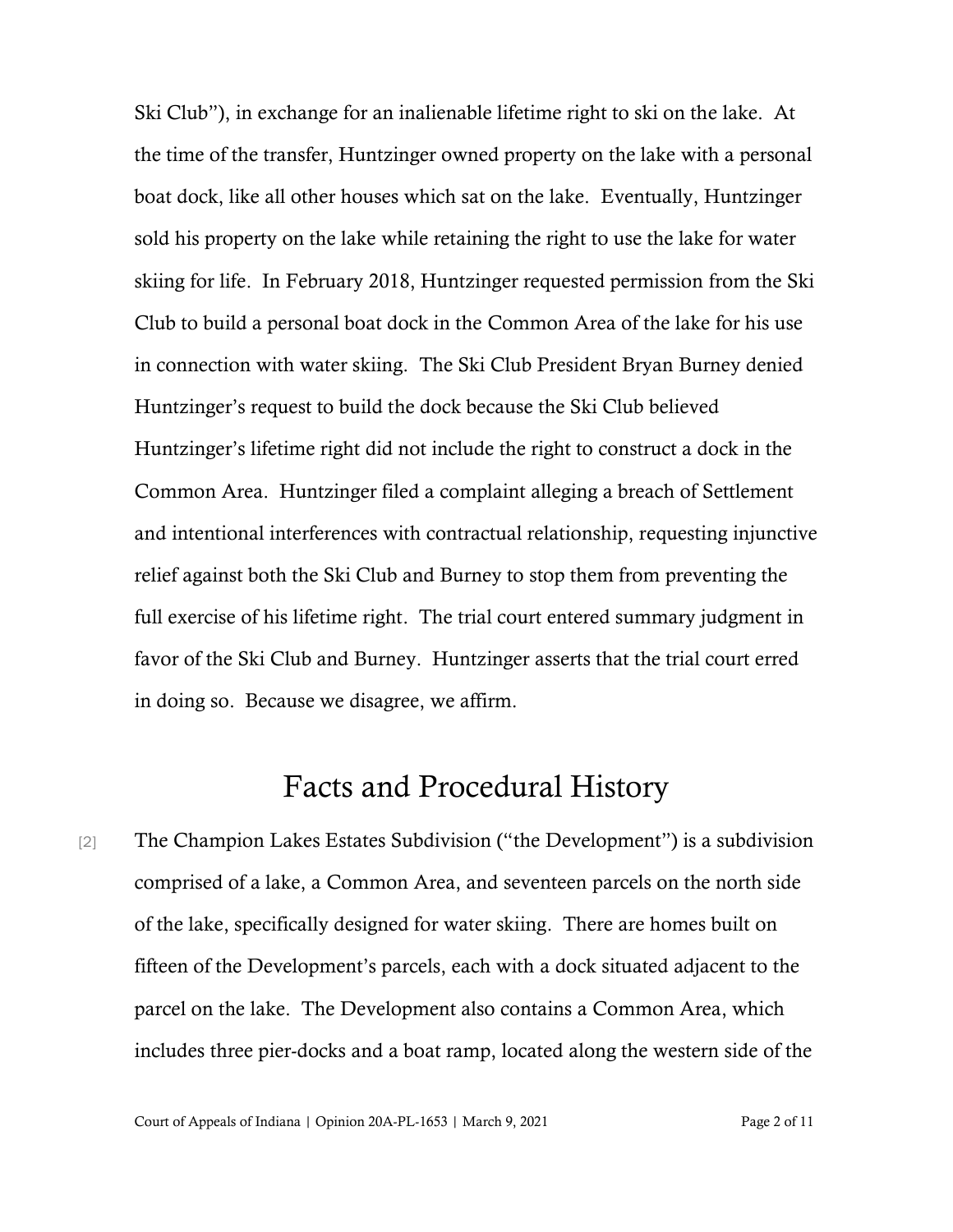Ski Club"), in exchange for an inalienable lifetime right to ski on the lake. At the time of the transfer, Huntzinger owned property on the lake with a personal boat dock, like all other houses which sat on the lake. Eventually, Huntzinger sold his property on the lake while retaining the right to use the lake for water skiing for life. In February 2018, Huntzinger requested permission from the Ski Club to build a personal boat dock in the Common Area of the lake for his use in connection with water skiing. The Ski Club President Bryan Burney denied Huntzinger's request to build the dock because the Ski Club believed Huntzinger's lifetime right did not include the right to construct a dock in the Common Area. Huntzinger filed a complaint alleging a breach of Settlement and intentional interferences with contractual relationship, requesting injunctive relief against both the Ski Club and Burney to stop them from preventing the full exercise of his lifetime right. The trial court entered summary judgment in favor of the Ski Club and Burney. Huntzinger asserts that the trial court erred in doing so. Because we disagree, we affirm.

## Facts and Procedural History

[2] The Champion Lakes Estates Subdivision ("the Development") is a subdivision comprised of a lake, a Common Area, and seventeen parcels on the north side of the lake, specifically designed for water skiing. There are homes built on fifteen of the Development's parcels, each with a dock situated adjacent to the parcel on the lake. The Development also contains a Common Area, which includes three pier-docks and a boat ramp, located along the western side of the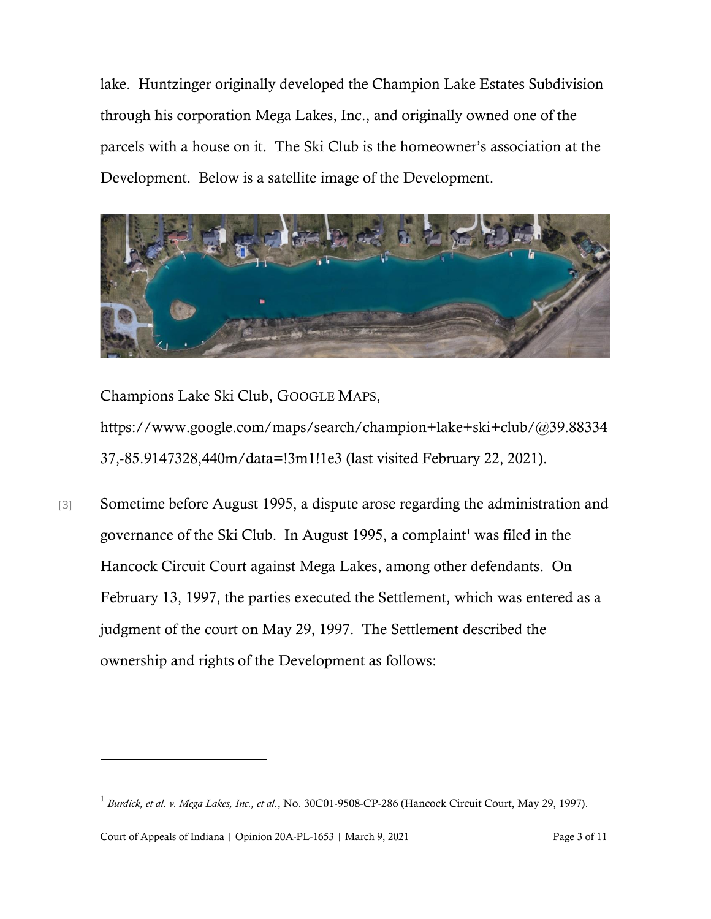lake. Huntzinger originally developed the Champion Lake Estates Subdivision through his corporation Mega Lakes, Inc., and originally owned one of the parcels with a house on it. The Ski Club is the homeowner's association at the Development. Below is a satellite image of the Development.

Champions Lake Ski Club, GOOGLE MAPS, https://www.google.com/maps/search/champion+lake+ski+club/@39.8833437,-85.9147328,440m/data=!3m1!1e3 (last visited February 22, 2021).

[3] Sometime before August 1995, a dispute arose regarding the administration and governance of the Ski Club. In August 1995, a complaint[1] was filed in the Hancock Circuit Court against Mega Lakes, among other defendants. On February 13, 1997, the parties executed the Settlement, which was entered as a judgment of the court on May 29, 1997. The Settlement described the ownership and rights of the Development as follows:

---

[1] *Burdick, et al. v. Mega Lakes, Inc., et al.*, No. 30C01-9508-CP-286 (Hancock Circuit Court, May 29, 1997).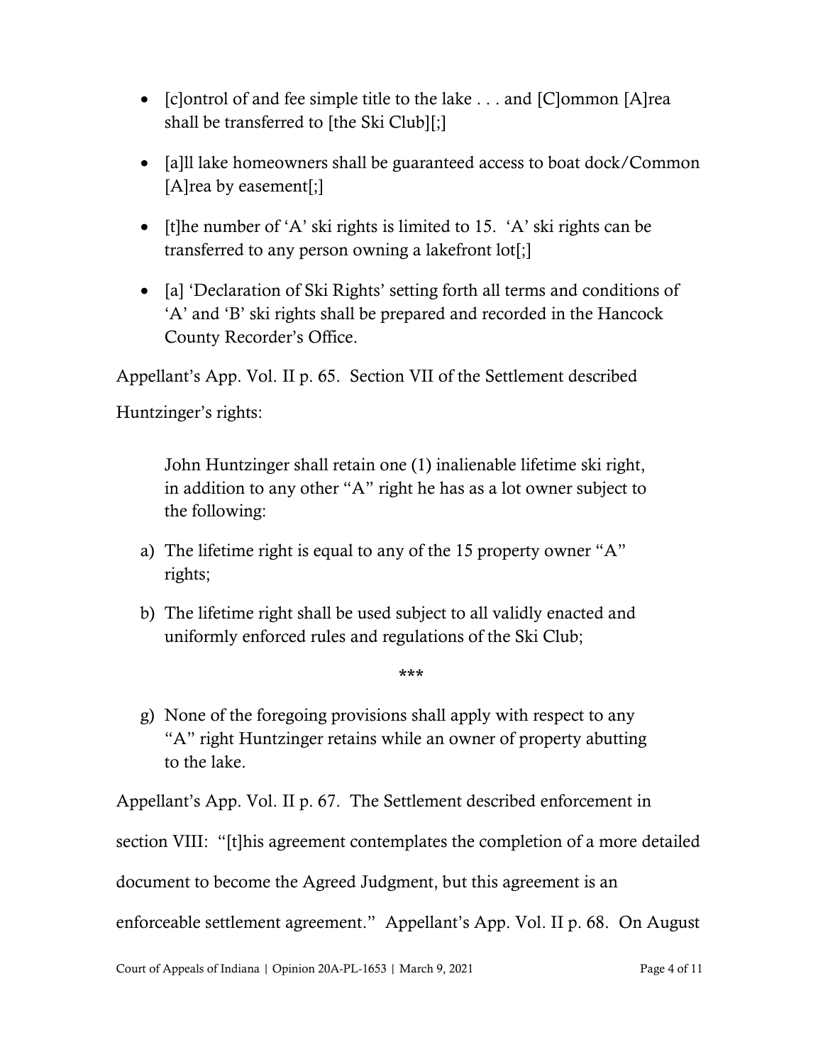- [c]ontrol of and fee simple title to the lake . . . and [C]ommon [A]rea shall be transferred to [the Ski Club][;]
- [a]ll lake homeowners shall be guaranteed access to boat dock/Common [A]rea by easement[;]
- [t]he number of 'A' ski rights is limited to 15. 'A' ski rights can be transferred to any person owning a lakefront lot[;]
- [a] 'Declaration of Ski Rights' setting forth all terms and conditions of 'A' and 'B' ski rights shall be prepared and recorded in the Hancock County Recorder's Office.

Appellant's App. Vol. II p. 65. Section VII of the Settlement described Huntzinger's rights:

> John Huntzinger shall retain one (1) inalienable lifetime ski right, in addition to any other "A" right he has as a lot owner subject to the following:
>
> a) The lifetime right is equal to any of the 15 property owner "A" rights;
>
> b) The lifetime right shall be used subject to all validly enacted and uniformly enforced rules and regulations of the Ski Club;
>
> ***
>
> g) None of the foregoing provisions shall apply with respect to any "A" right Huntzinger retains while an owner of property abutting to the lake.

Appellant's App. Vol. II p. 67. The Settlement described enforcement in section VIII: "[t]his agreement contemplates the completion of a more detailed document to become the Agreed Judgment, but this agreement is an enforceable settlement agreement." Appellant's App. Vol. II p. 68. On August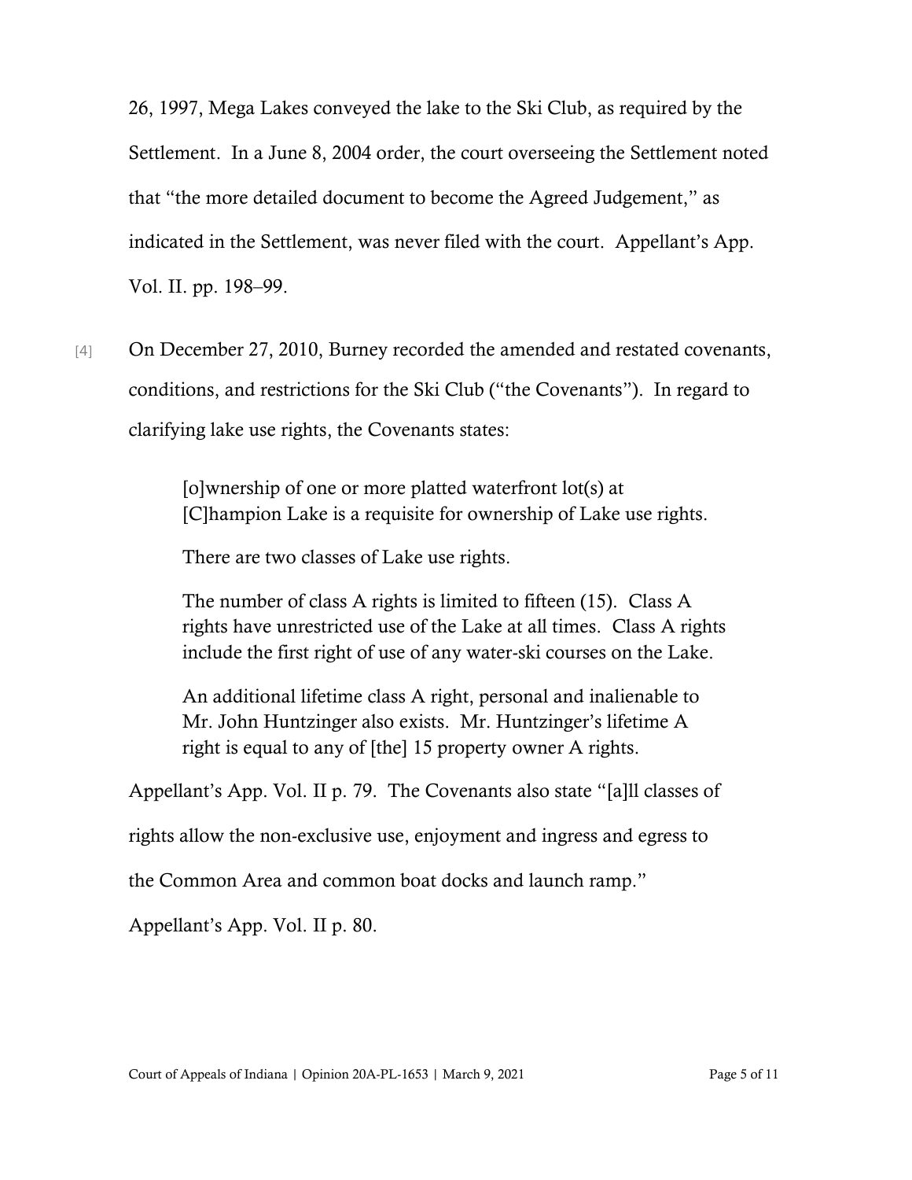26, 1997, Mega Lakes conveyed the lake to the Ski Club, as required by the Settlement. In a June 8, 2004 order, the court overseeing the Settlement noted that "the more detailed document to become the Agreed Judgement," as indicated in the Settlement, was never filed with the court. Appellant's App. Vol. II. pp. 198–99.

[4] On December 27, 2010, Burney recorded the amended and restated covenants, conditions, and restrictions for the Ski Club ("the Covenants"). In regard to clarifying lake use rights, the Covenants states:

> [o]wnership of one or more platted waterfront lot(s) at [C]hampion Lake is a requisite for ownership of Lake use rights.
>
> There are two classes of Lake use rights.
>
> The number of class A rights is limited to fifteen (15). Class A rights have unrestricted use of the Lake at all times. Class A rights include the first right of use of any water-ski courses on the Lake.
>
> An additional lifetime class A right, personal and inalienable to Mr. John Huntzinger also exists. Mr. Huntzinger's lifetime A right is equal to any of [the] 15 property owner A rights.

Appellant's App. Vol. II p. 79. The Covenants also state "[a]ll classes of rights allow the non-exclusive use, enjoyment and ingress and egress to the Common Area and common boat docks and launch ramp." Appellant's App. Vol. II p. 80.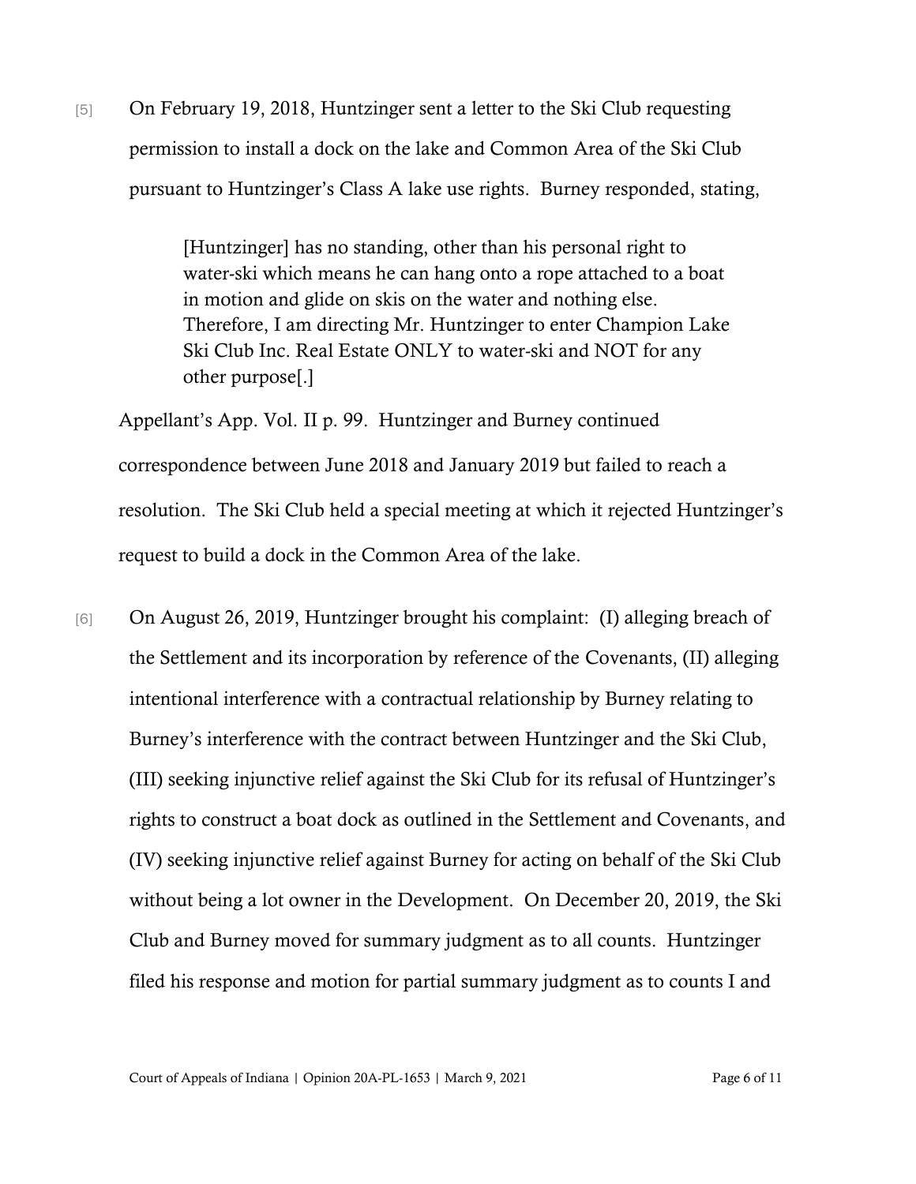[5] On February 19, 2018, Huntzinger sent a letter to the Ski Club requesting permission to install a dock on the lake and Common Area of the Ski Club pursuant to Huntzinger's Class A lake use rights. Burney responded, stating,

> [Huntzinger] has no standing, other than his personal right to water-ski which means he can hang onto a rope attached to a boat in motion and glide on skis on the water and nothing else. Therefore, I am directing Mr. Huntzinger to enter Champion Lake Ski Club Inc. Real Estate ONLY to water-ski and NOT for any other purpose[.]

Appellant's App. Vol. II p. 99. Huntzinger and Burney continued correspondence between June 2018 and January 2019 but failed to reach a resolution. The Ski Club held a special meeting at which it rejected Huntzinger's request to build a dock in the Common Area of the lake.

[6] On August 26, 2019, Huntzinger brought his complaint: (I) alleging breach of the Settlement and its incorporation by reference of the Covenants, (II) alleging intentional interference with a contractual relationship by Burney relating to Burney's interference with the contract between Huntzinger and the Ski Club, (III) seeking injunctive relief against the Ski Club for its refusal of Huntzinger's rights to construct a boat dock as outlined in the Settlement and Covenants, and (IV) seeking injunctive relief against Burney for acting on behalf of the Ski Club without being a lot owner in the Development. On December 20, 2019, the Ski Club and Burney moved for summary judgment as to all counts. Huntzinger filed his response and motion for partial summary judgment as to counts I and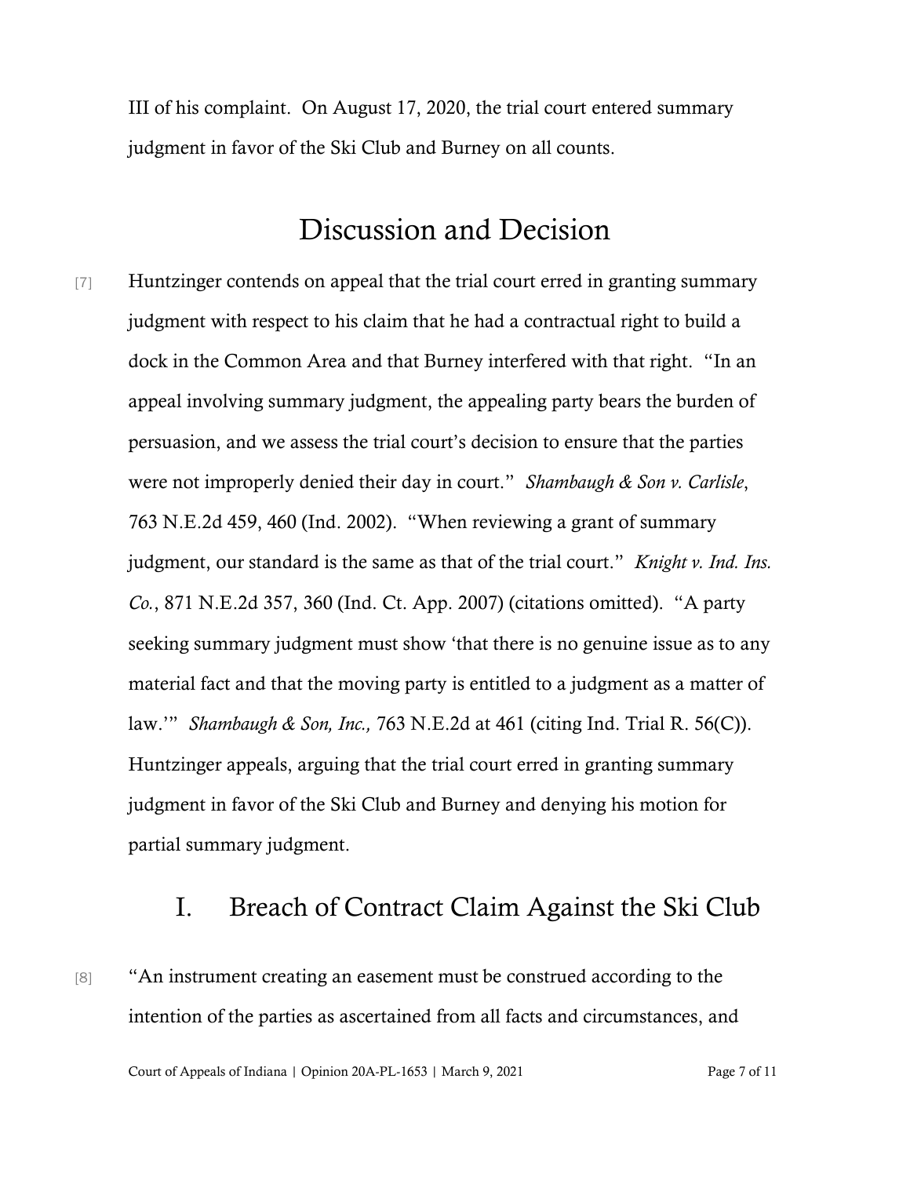III of his complaint. On August 17, 2020, the trial court entered summary judgment in favor of the Ski Club and Burney on all counts.

# Discussion and Decision

[7] Huntzinger contends on appeal that the trial court erred in granting summary judgment with respect to his claim that he had a contractual right to build a dock in the Common Area and that Burney interfered with that right. "In an appeal involving summary judgment, the appealing party bears the burden of persuasion, and we assess the trial court's decision to ensure that the parties were not improperly denied their day in court." *Shambaugh & Son v. Carlisle*, 763 N.E.2d 459, 460 (Ind. 2002). "When reviewing a grant of summary judgment, our standard is the same as that of the trial court." *Knight v. Ind. Ins. Co.*, 871 N.E.2d 357, 360 (Ind. Ct. App. 2007) (citations omitted). "A party seeking summary judgment must show 'that there is no genuine issue as to any material fact and that the moving party is entitled to a judgment as a matter of law.'" *Shambaugh & Son, Inc.,* 763 N.E.2d at 461 (citing Ind. Trial R. 56(C)). Huntzinger appeals, arguing that the trial court erred in granting summary judgment in favor of the Ski Club and Burney and denying his motion for partial summary judgment.

## I. Breach of Contract Claim Against the Ski Club

[8] "An instrument creating an easement must be construed according to the intention of the parties as ascertained from all facts and circumstances, and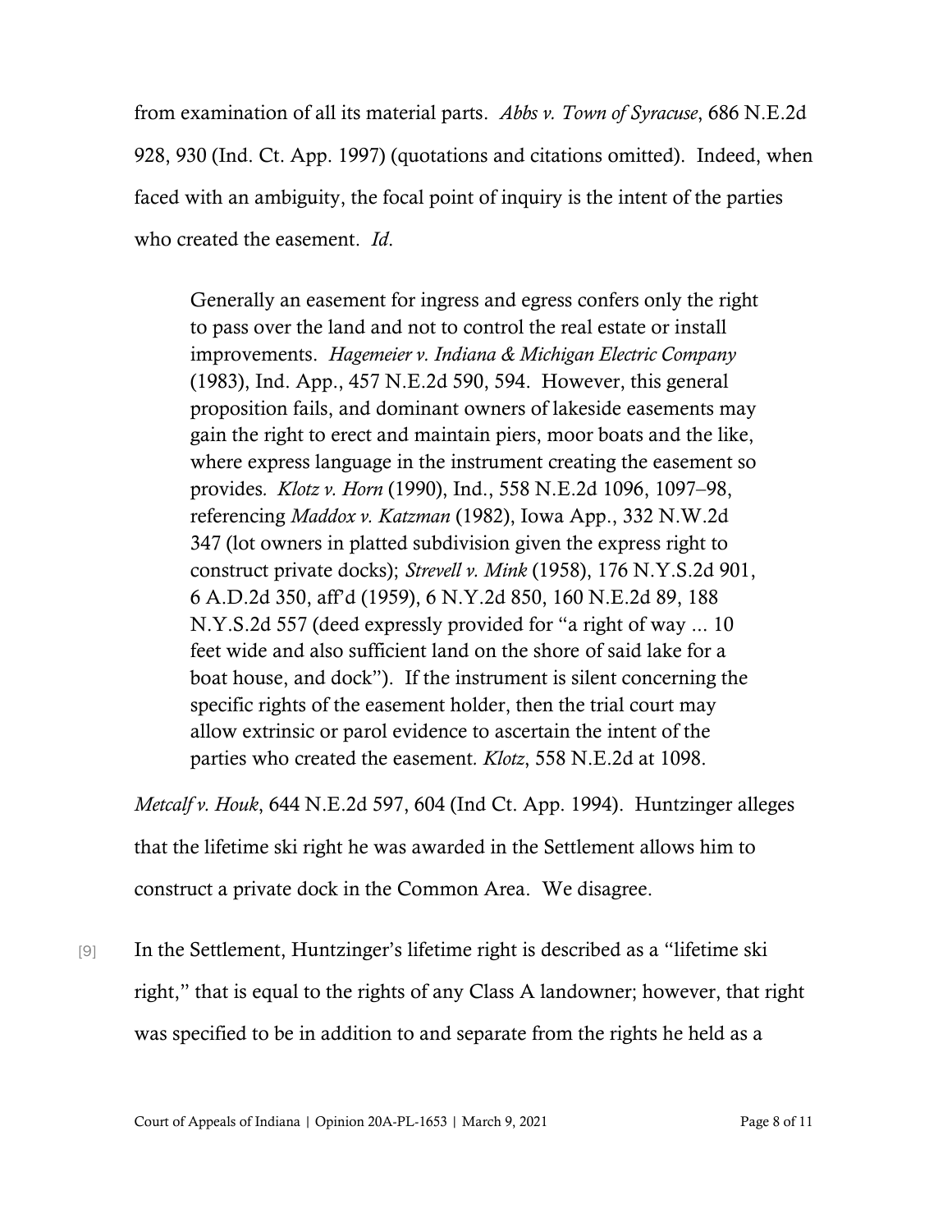from examination of all its material parts. *Abbs v. Town of Syracuse*, 686 N.E.2d 928, 930 (Ind. Ct. App. 1997) (quotations and citations omitted). Indeed, when faced with an ambiguity, the focal point of inquiry is the intent of the parties who created the easement. *Id*.

> Generally an easement for ingress and egress confers only the right to pass over the land and not to control the real estate or install improvements. *Hagemeier v. Indiana & Michigan Electric Company* (1983), Ind. App., 457 N.E.2d 590, 594. However, this general proposition fails, and dominant owners of lakeside easements may gain the right to erect and maintain piers, moor boats and the like, where express language in the instrument creating the easement so provides. *Klotz v. Horn* (1990), Ind., 558 N.E.2d 1096, 1097–98, referencing *Maddox v. Katzman* (1982), Iowa App., 332 N.W.2d 347 (lot owners in platted subdivision given the express right to construct private docks); *Strevell v. Mink* (1958), 176 N.Y.S.2d 901, 6 A.D.2d 350, aff'd (1959), 6 N.Y.2d 850, 160 N.E.2d 89, 188 N.Y.S.2d 557 (deed expressly provided for "a right of way ... 10 feet wide and also sufficient land on the shore of said lake for a boat house, and dock"). If the instrument is silent concerning the specific rights of the easement holder, then the trial court may allow extrinsic or parol evidence to ascertain the intent of the parties who created the easement. *Klotz*, 558 N.E.2d at 1098.

*Metcalf v. Houk*, 644 N.E.2d 597, 604 (Ind Ct. App. 1994). Huntzinger alleges that the lifetime ski right he was awarded in the Settlement allows him to construct a private dock in the Common Area. We disagree.

[9] In the Settlement, Huntzinger's lifetime right is described as a "lifetime ski right," that is equal to the rights of any Class A landowner; however, that right was specified to be in addition to and separate from the rights he held as a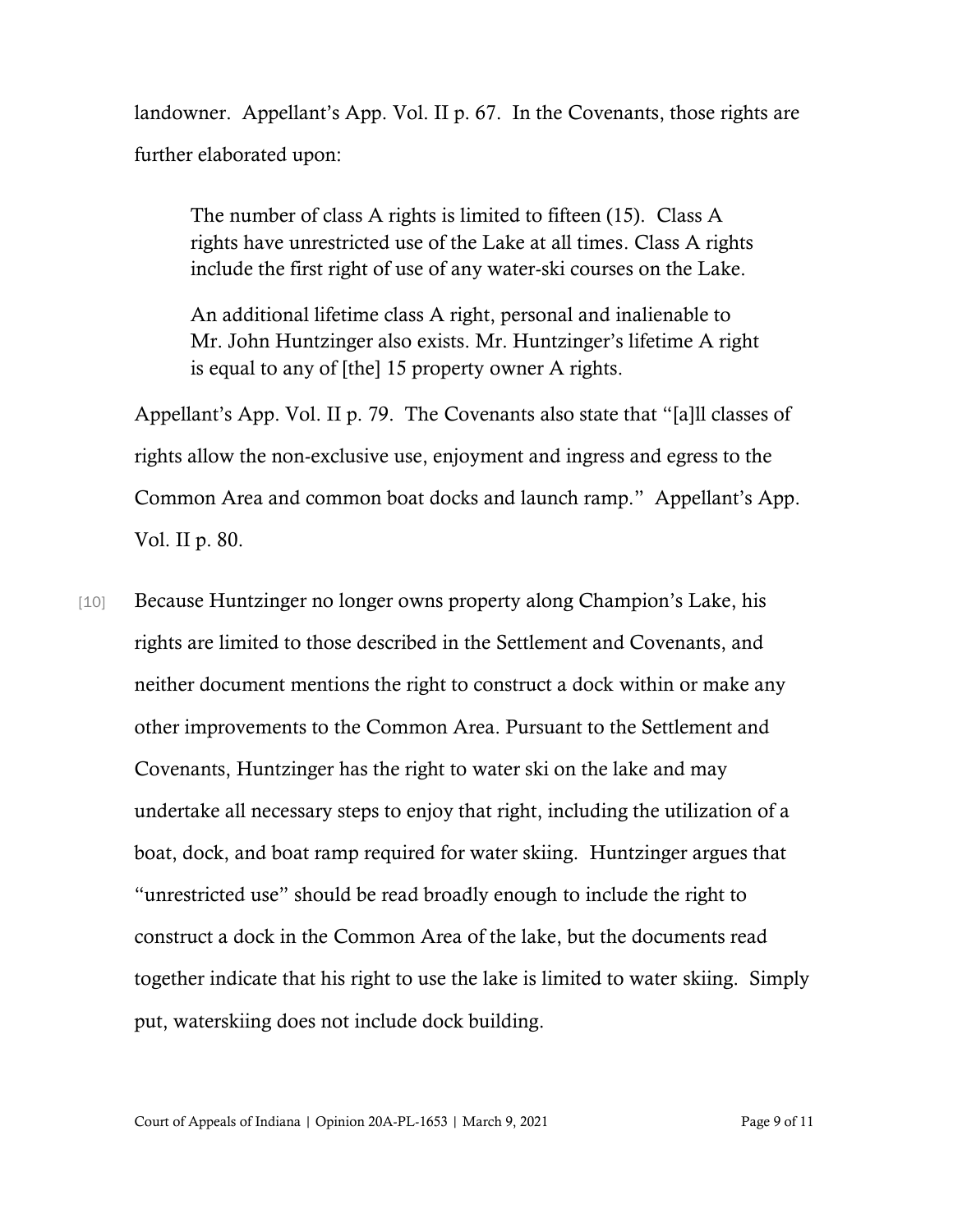landowner. Appellant's App. Vol. II p. 67. In the Covenants, those rights are further elaborated upon:

> The number of class A rights is limited to fifteen (15). Class A rights have unrestricted use of the Lake at all times. Class A rights include the first right of use of any water-ski courses on the Lake.
>
> An additional lifetime class A right, personal and inalienable to Mr. John Huntzinger also exists. Mr. Huntzinger's lifetime A right is equal to any of [the] 15 property owner A rights.

Appellant's App. Vol. II p. 79. The Covenants also state that "[a]ll classes of rights allow the non-exclusive use, enjoyment and ingress and egress to the Common Area and common boat docks and launch ramp." Appellant's App. Vol. II p. 80.

[10] Because Huntzinger no longer owns property along Champion's Lake, his rights are limited to those described in the Settlement and Covenants, and neither document mentions the right to construct a dock within or make any other improvements to the Common Area. Pursuant to the Settlement and Covenants, Huntzinger has the right to water ski on the lake and may undertake all necessary steps to enjoy that right, including the utilization of a boat, dock, and boat ramp required for water skiing. Huntzinger argues that "unrestricted use" should be read broadly enough to include the right to construct a dock in the Common Area of the lake, but the documents read together indicate that his right to use the lake is limited to water skiing. Simply put, waterskiing does not include dock building.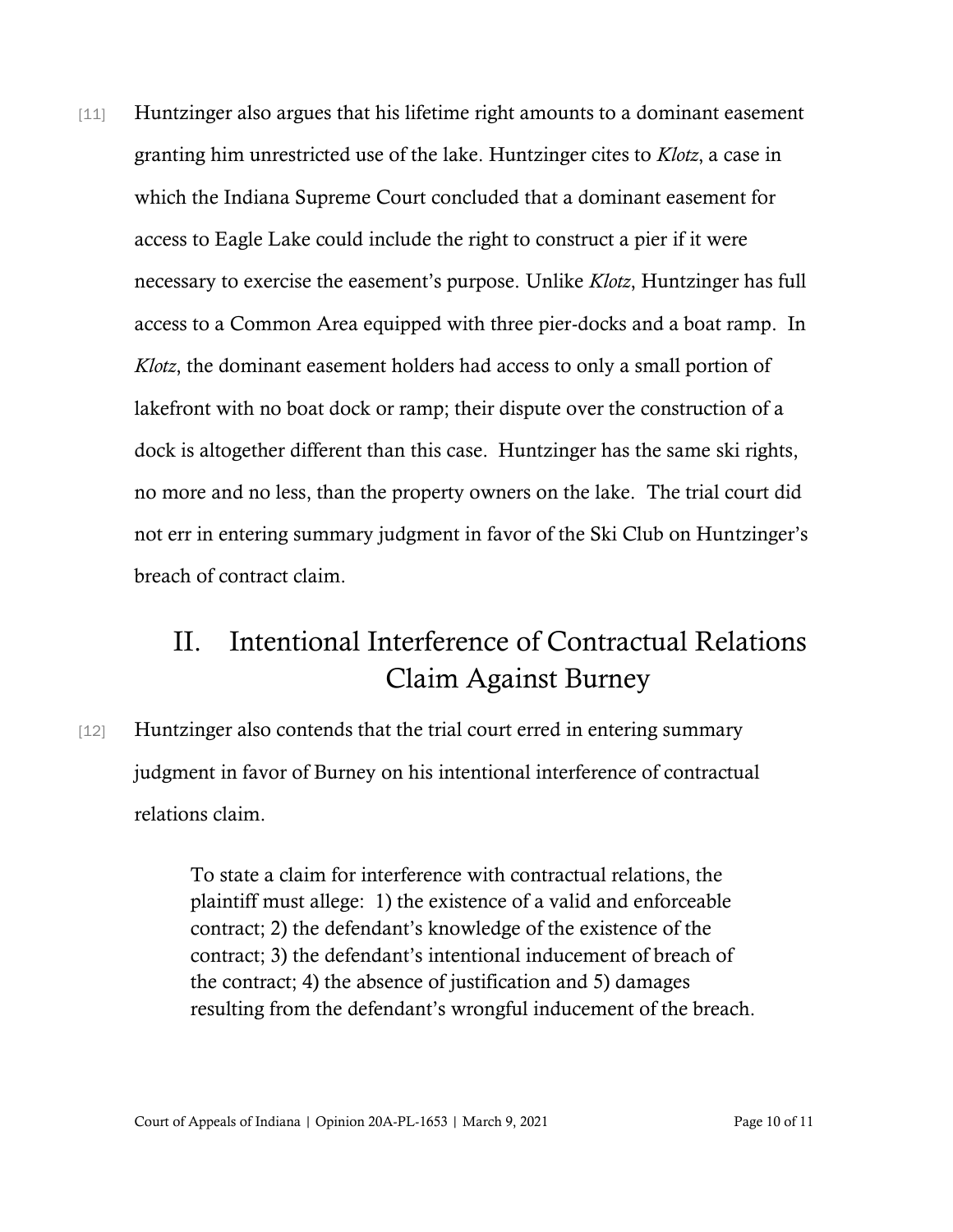[11] Huntzinger also argues that his lifetime right amounts to a dominant easement granting him unrestricted use of the lake. Huntzinger cites to *Klotz*, a case in which the Indiana Supreme Court concluded that a dominant easement for access to Eagle Lake could include the right to construct a pier if it were necessary to exercise the easement's purpose. Unlike *Klotz*, Huntzinger has full access to a Common Area equipped with three pier-docks and a boat ramp. In *Klotz*, the dominant easement holders had access to only a small portion of lakefront with no boat dock or ramp; their dispute over the construction of a dock is altogether different than this case. Huntzinger has the same ski rights, no more and no less, than the property owners on the lake. The trial court did not err in entering summary judgment in favor of the Ski Club on Huntzinger's breach of contract claim.

## II. Intentional Interference of Contractual Relations Claim Against Burney

[12] Huntzinger also contends that the trial court erred in entering summary judgment in favor of Burney on his intentional interference of contractual relations claim.

> To state a claim for interference with contractual relations, the plaintiff must allege: 1) the existence of a valid and enforceable contract; 2) the defendant's knowledge of the existence of the contract; 3) the defendant's intentional inducement of breach of the contract; 4) the absence of justification and 5) damages resulting from the defendant's wrongful inducement of the breach.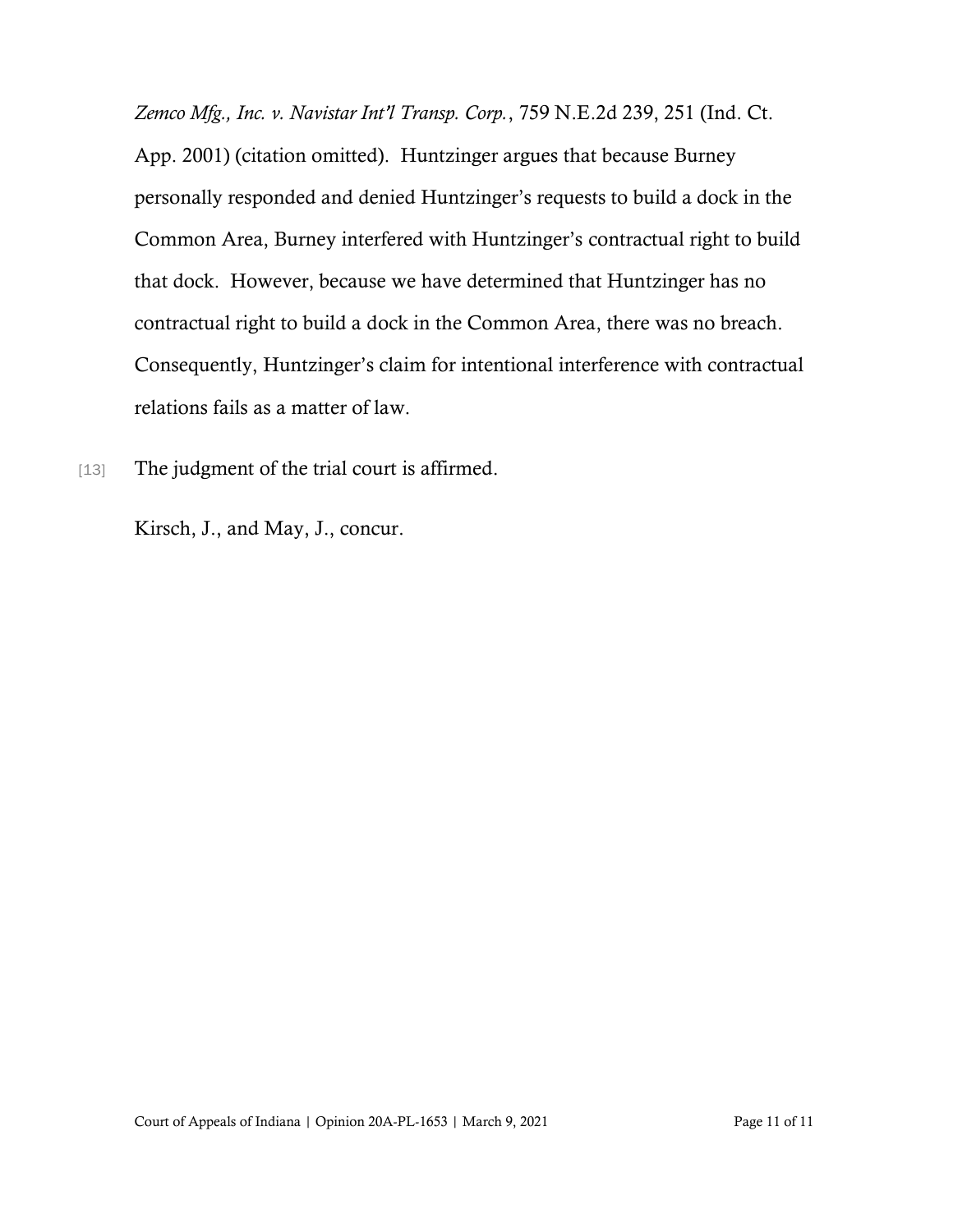*Zemco Mfg., Inc. v. Navistar Int'l Transp. Corp.*, 759 N.E.2d 239, 251 (Ind. Ct. App. 2001) (citation omitted). Huntzinger argues that because Burney personally responded and denied Huntzinger's requests to build a dock in the Common Area, Burney interfered with Huntzinger's contractual right to build that dock. However, because we have determined that Huntzinger has no contractual right to build a dock in the Common Area, there was no breach. Consequently, Huntzinger's claim for intentional interference with contractual relations fails as a matter of law.

[13] The judgment of the trial court is affirmed.

Kirsch, J., and May, J., concur.